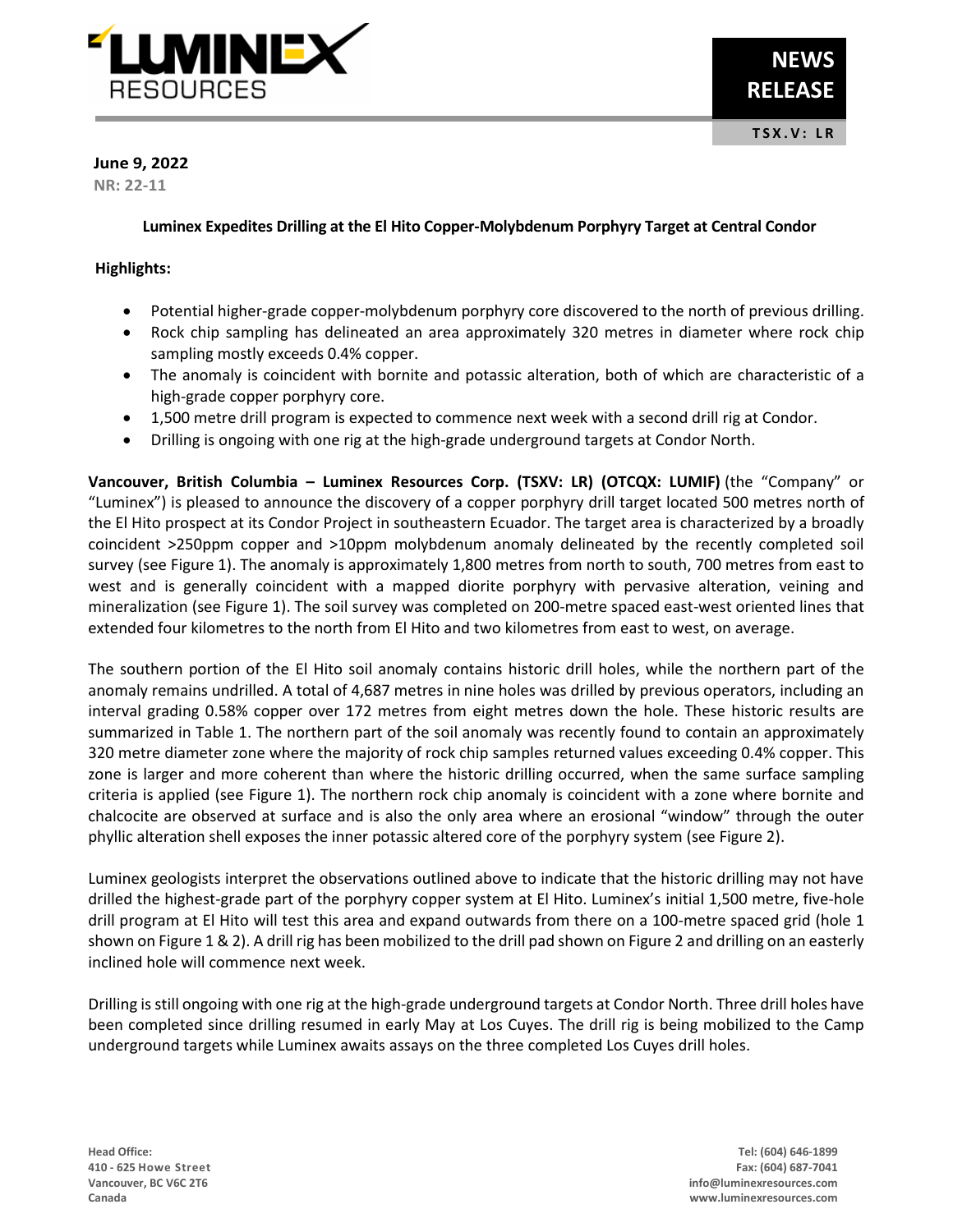**June 9, 2022**

**NR: 22-11**

## Luminex Expedites Drilling at the El Hito Copper-Molybdenum Porphyry Target at Central Condor

**Highlights:**

- Potential higher-grade copper-molybdenum porphyry core discovered to the north of previous drilling.
- Rock chip sampling has delineated an area approximately 320 metres in diameter where rock chip sampling mostly exceeds 0.4% copper.
- The anomaly is coincident with bornite and potassic alteration, both of which are characteristic of a high-grade copper porphyry core.
- 1,500 metre drill program is expected to commence next week with a second drill rig at Condor.
- Drilling is ongoing with one rig at the high-grade underground targets at Condor North.

**Vancouver, British Columbia – Luminex Resources Corp. (TSXV: LR) (OTCQX: LUMIF)** (the "Company" or "Luminex") is pleased to announce the discovery of a copper porphyry drill target located 500 metres north of the El Hito prospect at its Condor Project in southeastern Ecuador. The target area is characterized by a broadly coincident >250ppm copper and >10ppm molybdenum anomaly delineated by the recently completed soil survey (see Figure 1). The anomaly is approximately 1,800 metres from north to south, 700 metres from east to west and is generally coincident with a mapped diorite porphyry with pervasive alteration, veining and mineralization (see Figure 1). The soil survey was completed on 200-metre spaced east-west oriented lines that extended four kilometres to the north from El Hito and two kilometres from east to west, on average.

The southern portion of the El Hito soil anomaly contains historic drill holes, while the northern part of the anomaly remains undrilled. A total of 4,687 metres in nine holes was drilled by previous operators, including an interval grading 0.58% copper over 172 metres from eight metres down the hole. These historic results are summarized in Table 1. The northern part of the soil anomaly was recently found to contain an approximately 320 metre diameter zone where the majority of rock chip samples returned values exceeding 0.4% copper. This zone is larger and more coherent than where the historic drilling occurred, when the same surface sampling criteria is applied (see Figure 1). The northern rock chip anomaly is coincident with a zone where bornite and chalcocite are observed at surface and is also the only area where an erosional "window" through the outer phyllic alteration shell exposes the inner potassic altered core of the porphyry system (see Figure 2).

Luminex geologists interpret the observations outlined above to indicate that the historic drilling may not have drilled the highest-grade part of the porphyry copper system at El Hito. Luminex's initial 1,500 metre, five-hole drill program at El Hito will test this area and expand outwards from there on a 100-metre spaced grid (hole 1 shown on Figure 1 & 2). A drill rig has been mobilized to the drill pad shown on Figure 2 and drilling on an easterly inclined hole will commence next week.

Drilling is still ongoing with one rig at the high-grade underground targets at Condor North. Three drill holes have been completed since drilling resumed in early May at Los Cuyes. The drill rig is being mobilized to the Camp underground targets while Luminex awaits assays on the three completed Los Cuyes drill holes.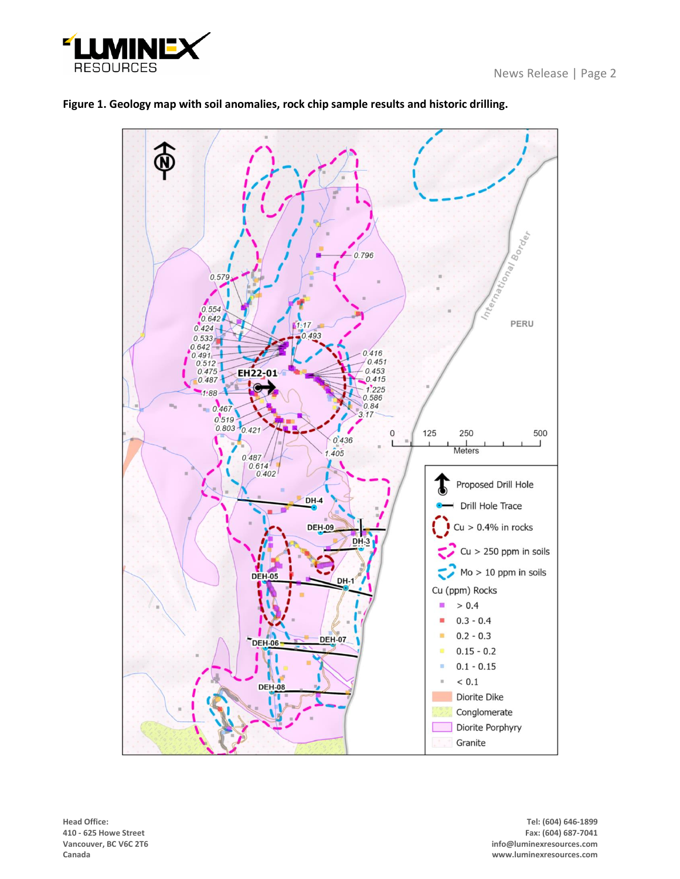**Figure 1. Geology map with soil anomalies, rock chip sample results and historic drilling.**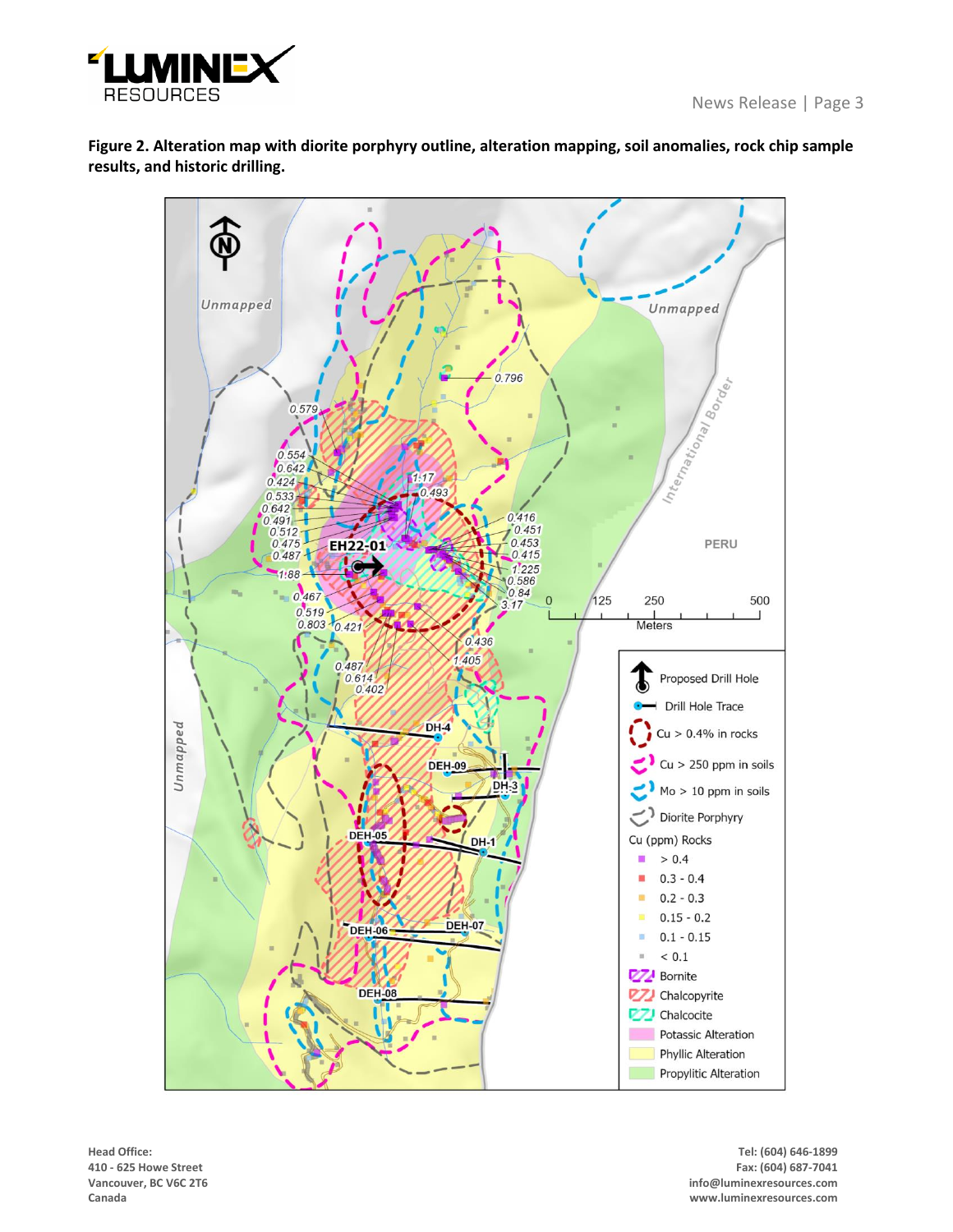**Figure 2. Alteration map with diorite porphyry outline, alteration mapping, soil anomalies, rock chip sample results, and historic drilling.**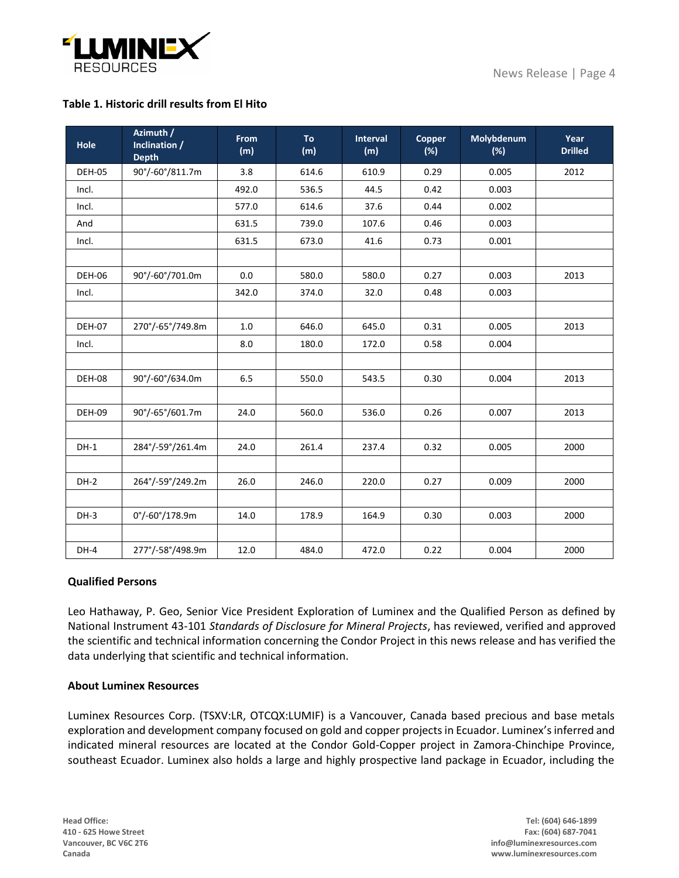**Table 1. Historic drill results from El Hito**

| Hole | Azimuth / Inclination / Depth | From (m) | To (m) | Interval (m) | Copper (%) | Molybdenum (%) | Year Drilled |
|---|---|---|---|---|---|---|---|
| DEH-05 | 90°/-60°/811.7m | 3.8 | 614.6 | 610.9 | 0.29 | 0.005 | 2012 |
| Incl. | | 492.0 | 536.5 | 44.5 | 0.42 | 0.003 | |
| Incl. | | 577.0 | 614.6 | 37.6 | 0.44 | 0.002 | |
| And | | 631.5 | 739.0 | 107.6 | 0.46 | 0.003 | |
| Incl. | | 631.5 | 673.0 | 41.6 | 0.73 | 0.001 | |
| | | | | | | | |
| DEH-06 | 90°/-60°/701.0m | 0.0 | 580.0 | 580.0 | 0.27 | 0.003 | 2013 |
| Incl. | | 342.0 | 374.0 | 32.0 | 0.48 | 0.003 | |
| | | | | | | | |
| DEH-07 | 270°/-65°/749.8m | 1.0 | 646.0 | 645.0 | 0.31 | 0.005 | 2013 |
| Incl. | | 8.0 | 180.0 | 172.0 | 0.58 | 0.004 | |
| | | | | | | | |
| DEH-08 | 90°/-60°/634.0m | 6.5 | 550.0 | 543.5 | 0.30 | 0.004 | 2013 |
| | | | | | | | |
| DEH-09 | 90°/-65°/601.7m | 24.0 | 560.0 | 536.0 | 0.26 | 0.007 | 2013 |
| | | | | | | | |
| DH-1 | 284°/-59°/261.4m | 24.0 | 261.4 | 237.4 | 0.32 | 0.005 | 2000 |
| | | | | | | | |
| DH-2 | 264°/-59°/249.2m | 26.0 | 246.0 | 220.0 | 0.27 | 0.009 | 2000 |
| | | | | | | | |
| DH-3 | 0°/-60°/178.9m | 14.0 | 178.9 | 164.9 | 0.30 | 0.003 | 2000 |
| | | | | | | | |
| DH-4 | 277°/-58°/498.9m | 12.0 | 484.0 | 472.0 | 0.22 | 0.004 | 2000 |

**Qualified Persons**

Leo Hathaway, P. Geo, Senior Vice President Exploration of Luminex and the Qualified Person as defined by National Instrument 43-101 *Standards of Disclosure for Mineral Projects*, has reviewed, verified and approved the scientific and technical information concerning the Condor Project in this news release and has verified the data underlying that scientific and technical information.

**About Luminex Resources**

Luminex Resources Corp. (TSXV:LR, OTCQX:LUMIF) is a Vancouver, Canada based precious and base metals exploration and development company focused on gold and copper projects in Ecuador. Luminex's inferred and indicated mineral resources are located at the Condor Gold-Copper project in Zamora-Chinchipe Province, southeast Ecuador. Luminex also holds a large and highly prospective land package in Ecuador, including the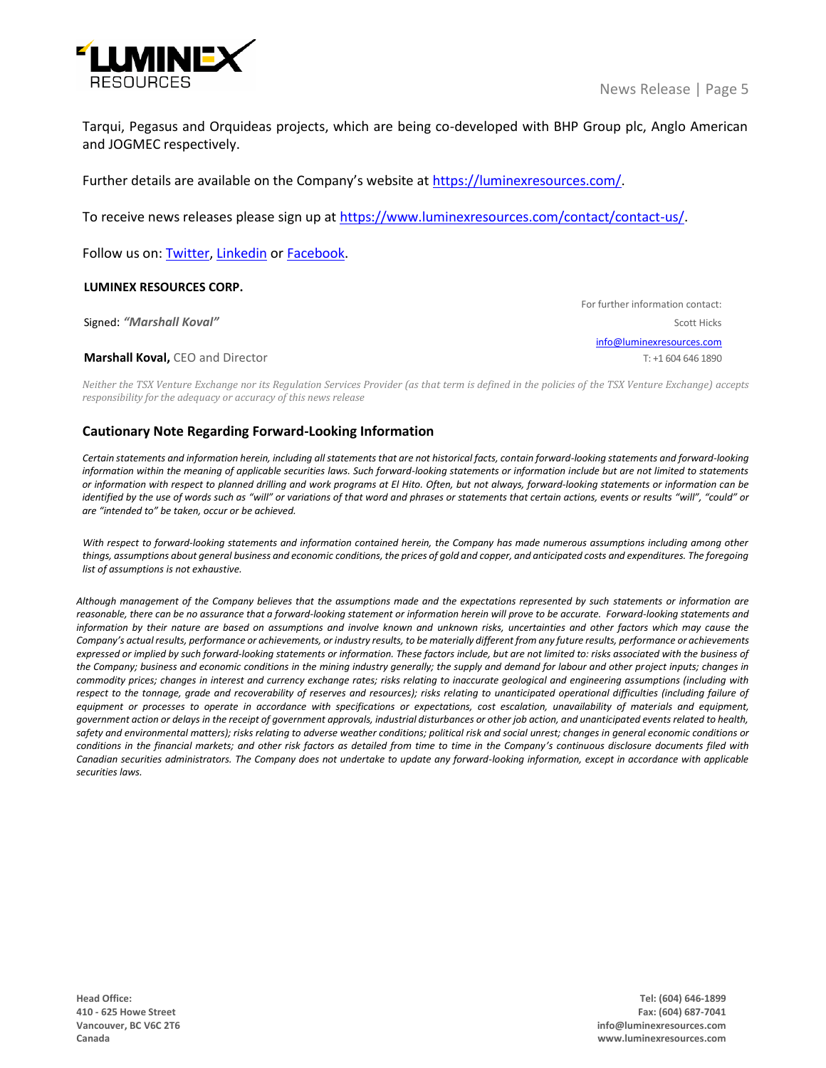Tarqui, Pegasus and Orquideas projects, which are being co-developed with BHP Group plc, Anglo American and JOGMEC respectively.

Further details are available on the Company's website at https://luminexresources.com/.

To receive news releases please sign up at https://www.luminexresources.com/contact/contact-us/.

Follow us on: Twitter, Linkedin or Facebook.

**LUMINEX RESOURCES CORP.**

Signed: ***"Marshall Koval"***

**Marshall Koval,** CEO and Director

For further information contact:
Scott Hicks
info@luminexresources.com
T: +1 604 646 1890

*Neither the TSX Venture Exchange nor its Regulation Services Provider (as that term is defined in the policies of the TSX Venture Exchange) accepts responsibility for the adequacy or accuracy of this news release*

## Cautionary Note Regarding Forward-Looking Information

*Certain statements and information herein, including all statements that are not historical facts, contain forward-looking statements and forward-looking information within the meaning of applicable securities laws. Such forward-looking statements or information include but are not limited to statements or information with respect to planned drilling and work programs at El Hito. Often, but not always, forward-looking statements or information can be identified by the use of words such as "will" or variations of that word and phrases or statements that certain actions, events or results "will", "could" or are "intended to" be taken, occur or be achieved.*

*With respect to forward-looking statements and information contained herein, the Company has made numerous assumptions including among other things, assumptions about general business and economic conditions, the prices of gold and copper, and anticipated costs and expenditures. The foregoing list of assumptions is not exhaustive.*

*Although management of the Company believes that the assumptions made and the expectations represented by such statements or information are reasonable, there can be no assurance that a forward-looking statement or information herein will prove to be accurate. Forward-looking statements and information by their nature are based on assumptions and involve known and unknown risks, uncertainties and other factors which may cause the Company's actual results, performance or achievements, or industry results, to be materially different from any future results, performance or achievements expressed or implied by such forward-looking statements or information. These factors include, but are not limited to: risks associated with the business of the Company; business and economic conditions in the mining industry generally; the supply and demand for labour and other project inputs; changes in commodity prices; changes in interest and currency exchange rates; risks relating to inaccurate geological and engineering assumptions (including with respect to the tonnage, grade and recoverability of reserves and resources); risks relating to unanticipated operational difficulties (including failure of equipment or processes to operate in accordance with specifications or expectations, cost escalation, unavailability of materials and equipment, government action or delays in the receipt of government approvals, industrial disturbances or other job action, and unanticipated events related to health, safety and environmental matters); risks relating to adverse weather conditions; political risk and social unrest; changes in general economic conditions or conditions in the financial markets; and other risk factors as detailed from time to time in the Company's continuous disclosure documents filed with Canadian securities administrators. The Company does not undertake to update any forward-looking information, except in accordance with applicable securities laws.*